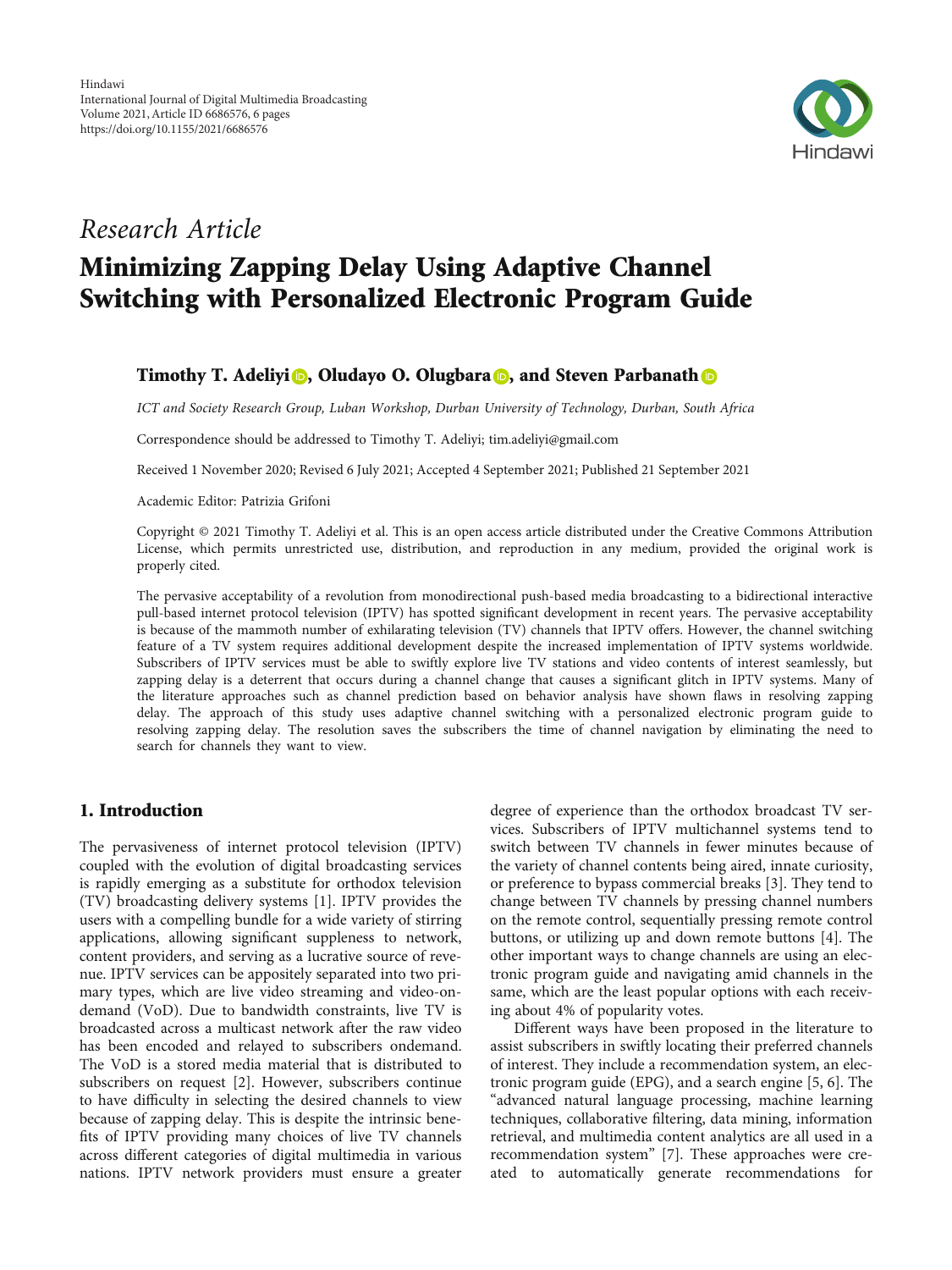Hindawi
International Journal of Digital Multimedia Broadcasting
Volume 2021, Article ID 6686576, 6 pages
https://doi.org/10.1155/2021/6686576

*Research Article*

# Minimizing Zapping Delay Using Adaptive Channel Switching with Personalized Electronic Program Guide

**Timothy T. Adeliyi, Oludayo O. Olugbara, and Steven Parbanath**

*ICT and Society Research Group, Luban Workshop, Durban University of Technology, Durban, South Africa*

Correspondence should be addressed to Timothy T. Adeliyi; tim.adeliyi@gmail.com

Received 1 November 2020; Revised 6 July 2021; Accepted 4 September 2021; Published 21 September 2021

Academic Editor: Patrizia Grifoni

Copyright © 2021 Timothy T. Adeliyi et al. This is an open access article distributed under the Creative Commons Attribution License, which permits unrestricted use, distribution, and reproduction in any medium, provided the original work is properly cited.

The pervasive acceptability of a revolution from monodirectional push-based media broadcasting to a bidirectional interactive pull-based internet protocol television (IPTV) has spotted significant development in recent years. The pervasive acceptability is because of the mammoth number of exhilarating television (TV) channels that IPTV offers. However, the channel switching feature of a TV system requires additional development despite the increased implementation of IPTV systems worldwide. Subscribers of IPTV services must be able to swiftly explore live TV stations and video contents of interest seamlessly, but zapping delay is a deterrent that occurs during a channel change that causes a significant glitch in IPTV systems. Many of the literature approaches such as channel prediction based on behavior analysis have shown flaws in resolving zapping delay. The approach of this study uses adaptive channel switching with a personalized electronic program guide to resolving zapping delay. The resolution saves the subscribers the time of channel navigation by eliminating the need to search for channels they want to view.

## 1. Introduction

The pervasiveness of internet protocol television (IPTV) coupled with the evolution of digital broadcasting services is rapidly emerging as a substitute for orthodox television (TV) broadcasting delivery systems [1]. IPTV provides the users with a compelling bundle for a wide variety of stirring applications, allowing significant suppleness to network, content providers, and serving as a lucrative source of revenue. IPTV services can be appositely separated into two primary types, which are live video streaming and video-on-demand (VoD). Due to bandwidth constraints, live TV is broadcasted across a multicast network after the raw video has been encoded and relayed to subscribers ondemand. The VoD is a stored media material that is distributed to subscribers on request [2]. However, subscribers continue to have difficulty in selecting the desired channels to view because of zapping delay. This is despite the intrinsic benefits of IPTV providing many choices of live TV channels across different categories of digital multimedia in various nations. IPTV network providers must ensure a greater degree of experience than the orthodox broadcast TV services. Subscribers of IPTV multichannel systems tend to switch between TV channels in fewer minutes because of the variety of channel contents being aired, innate curiosity, or preference to bypass commercial breaks [3]. They tend to change between TV channels by pressing channel numbers on the remote control, sequentially pressing remote control buttons, or utilizing up and down remote buttons [4]. The other important ways to change channels are using an electronic program guide and navigating amid channels in the same, which are the least popular options with each receiving about 4% of popularity votes.

Different ways have been proposed in the literature to assist subscribers in swiftly locating their preferred channels of interest. They include a recommendation system, an electronic program guide (EPG), and a search engine [5, 6]. The "advanced natural language processing, machine learning techniques, collaborative filtering, data mining, information retrieval, and multimedia content analytics are all used in a recommendation system" [7]. These approaches were created to automatically generate recommendations for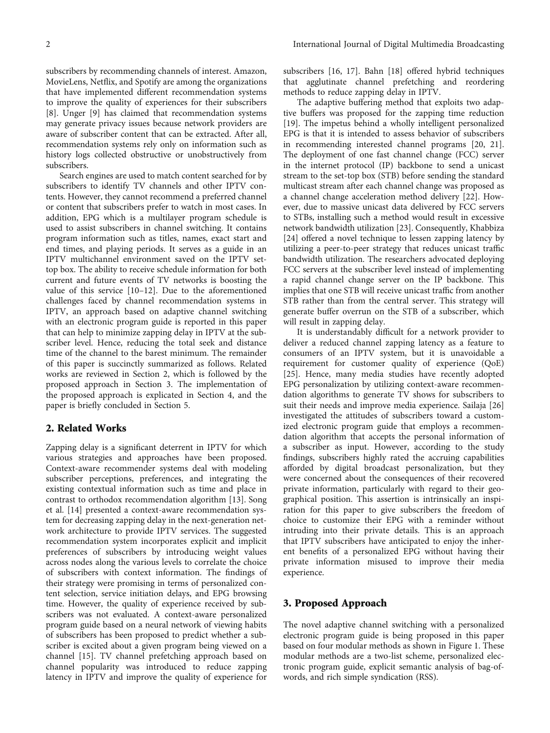subscribers by recommending channels of interest. Amazon, MovieLens, Netflix, and Spotify are among the organizations that have implemented different recommendation systems to improve the quality of experiences for their subscribers [8]. Unger [9] has claimed that recommendation systems may generate privacy issues because network providers are aware of subscriber content that can be extracted. After all, recommendation systems rely only on information such as history logs collected obstructive or unobstructively from subscribers.

Search engines are used to match content searched for by subscribers to identify TV channels and other IPTV contents. However, they cannot recommend a preferred channel or content that subscribers prefer to watch in most cases. In addition, EPG which is a multilayer program schedule is used to assist subscribers in channel switching. It contains program information such as titles, names, exact start and end times, and playing periods. It serves as a guide in an IPTV multichannel environment saved on the IPTV set-top box. The ability to receive schedule information for both current and future events of TV networks is boosting the value of this service [10–12]. Due to the aforementioned challenges faced by channel recommendation systems in IPTV, an approach based on adaptive channel switching with an electronic program guide is reported in this paper that can help to minimize zapping delay in IPTV at the subscriber level. Hence, reducing the total seek and distance time of the channel to the barest minimum. The remainder of this paper is succinctly summarized as follows. Related works are reviewed in Section 2, which is followed by the proposed approach in Section 3. The implementation of the proposed approach is explicated in Section 4, and the paper is briefly concluded in Section 5.

## 2. Related Works

Zapping delay is a significant deterrent in IPTV for which various strategies and approaches have been proposed. Context-aware recommender systems deal with modeling subscriber perceptions, preferences, and integrating the existing contextual information such as time and place in contrast to orthodox recommendation algorithm [13]. Song et al. [14] presented a context-aware recommendation system for decreasing zapping delay in the next-generation network architecture to provide IPTV services. The suggested recommendation system incorporates explicit and implicit preferences of subscribers by introducing weight values across nodes along the various levels to correlate the choice of subscribers with context information. The findings of their strategy were promising in terms of personalized content selection, service initiation delays, and EPG browsing time. However, the quality of experience received by subscribers was not evaluated. A context-aware personalized program guide based on a neural network of viewing habits of subscribers has been proposed to predict whether a subscriber is excited about a given program being viewed on a channel [15]. TV channel prefetching approach based on channel popularity was introduced to reduce zapping latency in IPTV and improve the quality of experience for subscribers [16, 17]. Bahn [18] offered hybrid techniques that agglutinate channel prefetching and reordering methods to reduce zapping delay in IPTV.

The adaptive buffering method that exploits two adaptive buffers was proposed for the zapping time reduction [19]. The impetus behind a wholly intelligent personalized EPG is that it is intended to assess behavior of subscribers in recommending interested channel programs [20, 21]. The deployment of one fast channel change (FCC) server in the internet protocol (IP) backbone to send a unicast stream to the set-top box (STB) before sending the standard multicast stream after each channel change was proposed as a channel change acceleration method delivery [22]. However, due to massive unicast data delivered by FCC servers to STBs, installing such a method would result in excessive network bandwidth utilization [23]. Consequently, Khabbiza [24] offered a novel technique to lessen zapping latency by utilizing a peer-to-peer strategy that reduces unicast traffic bandwidth utilization. The researchers advocated deploying FCC servers at the subscriber level instead of implementing a rapid channel change server on the IP backbone. This implies that one STB will receive unicast traffic from another STB rather than from the central server. This strategy will generate buffer overrun on the STB of a subscriber, which will result in zapping delay.

It is understandably difficult for a network provider to deliver a reduced channel zapping latency as a feature to consumers of an IPTV system, but it is unavoidable a requirement for customer quality of experience (QoE) [25]. Hence, many media studies have recently adopted EPG personalization by utilizing context-aware recommendation algorithms to generate TV shows for subscribers to suit their needs and improve media experience. Sailaja [26] investigated the attitudes of subscribers toward a customized electronic program guide that employs a recommendation algorithm that accepts the personal information of a subscriber as input. However, according to the study findings, subscribers highly rated the accruing capabilities afforded by digital broadcast personalization, but they were concerned about the consequences of their recovered private information, particularly with regard to their geographical position. This assertion is intrinsically an inspiration for this paper to give subscribers the freedom of choice to customize their EPG with a reminder without intruding into their private details. This is an approach that IPTV subscribers have anticipated to enjoy the inherent benefits of a personalized EPG without having their private information misused to improve their media experience.

## 3. Proposed Approach

The novel adaptive channel switching with a personalized electronic program guide is being proposed in this paper based on four modular methods as shown in Figure 1. These modular methods are a two-list scheme, personalized electronic program guide, explicit semantic analysis of bag-of-words, and rich simple syndication (RSS).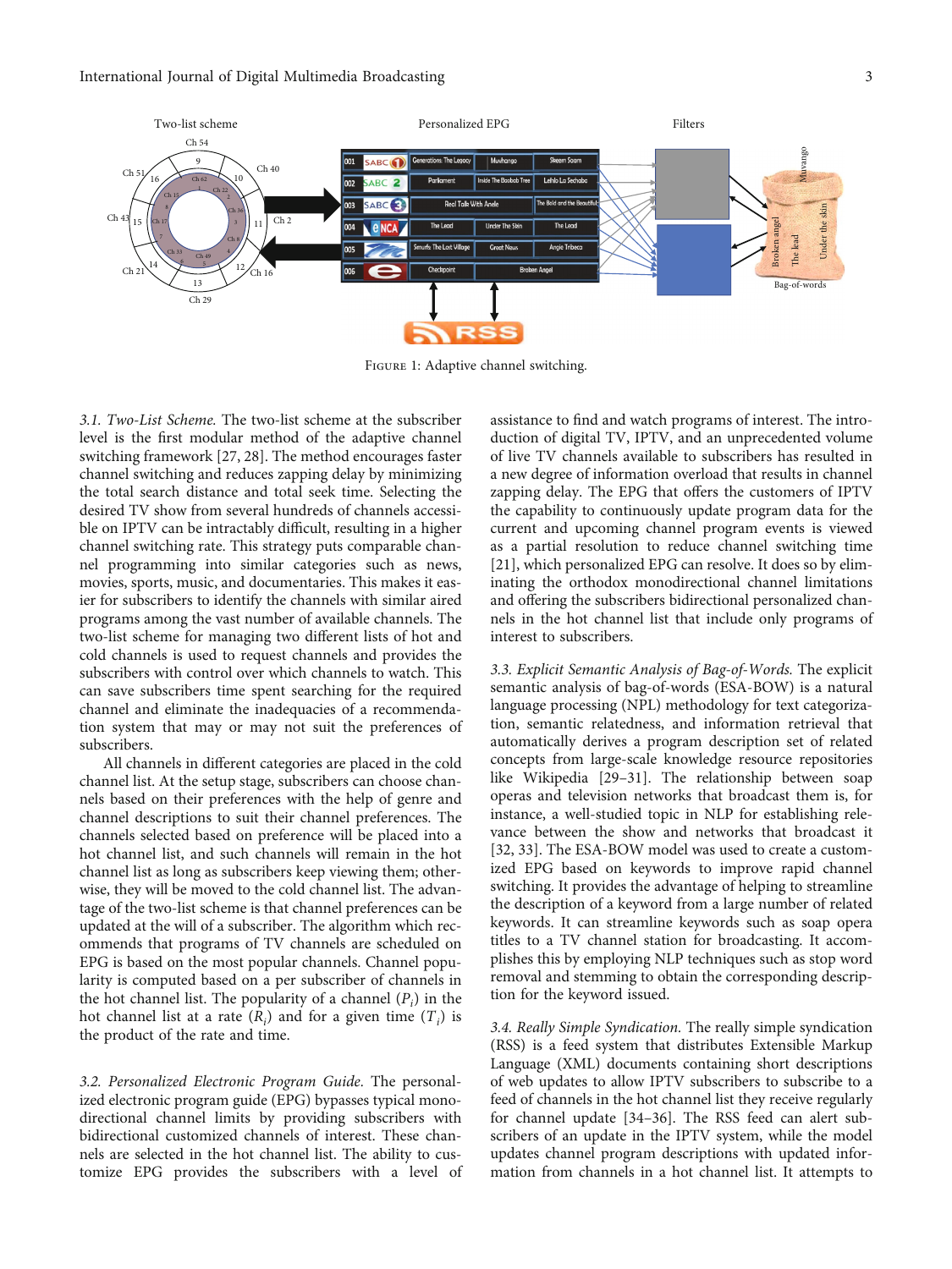Figure 1: Adaptive channel switching.

*3.1. Two-List Scheme.* The two-list scheme at the subscriber level is the first modular method of the adaptive channel switching framework [27, 28]. The method encourages faster channel switching and reduces zapping delay by minimizing the total search distance and total seek time. Selecting the desired TV show from several hundreds of channels accessible on IPTV can be intractably difficult, resulting in a higher channel switching rate. This strategy puts comparable channel programming into similar categories such as news, movies, sports, music, and documentaries. This makes it easier for subscribers to identify the channels with similar aired programs among the vast number of available channels. The two-list scheme for managing two different lists of hot and cold channels is used to request channels and provides the subscribers with control over which channels to watch. This can save subscribers time spent searching for the required channel and eliminate the inadequacies of a recommendation system that may or may not suit the preferences of subscribers.

All channels in different categories are placed in the cold channel list. At the setup stage, subscribers can choose channels based on their preferences with the help of genre and channel descriptions to suit their channel preferences. The channels selected based on preference will be placed into a hot channel list, and such channels will remain in the hot channel list as long as subscribers keep viewing them; otherwise, they will be moved to the cold channel list. The advantage of the two-list scheme is that channel preferences can be updated at the will of a subscriber. The algorithm which recommends that programs of TV channels are scheduled on EPG is based on the most popular channels. Channel popularity is computed based on a per subscriber of channels in the hot channel list. The popularity of a channel ($P_i$) in the hot channel list at a rate ($R_i$) and for a given time ($T_i$) is the product of the rate and time.

*3.2. Personalized Electronic Program Guide.* The personalized electronic program guide (EPG) bypasses typical monodirectional channel limits by providing subscribers with bidirectional customized channels of interest. These channels are selected in the hot channel list. The ability to customize EPG provides the subscribers with a level of assistance to find and watch programs of interest. The introduction of digital TV, IPTV, and an unprecedented volume of live TV channels available to subscribers has resulted in a new degree of information overload that results in channel zapping delay. The EPG that offers the customers of IPTV the capability to continuously update program data for the current and upcoming channel program events is viewed as a partial resolution to reduce channel switching time [21], which personalized EPG can resolve. It does so by eliminating the orthodox monodirectional channel limitations and offering the subscribers bidirectional personalized channels in the hot channel list that include only programs of interest to subscribers.

*3.3. Explicit Semantic Analysis of Bag-of-Words.* The explicit semantic analysis of bag-of-words (ESA-BOW) is a natural language processing (NPL) methodology for text categorization, semantic relatedness, and information retrieval that automatically derives a program description set of related concepts from large-scale knowledge resource repositories like Wikipedia [29–31]. The relationship between soap operas and television networks that broadcast them is, for instance, a well-studied topic in NLP for establishing relevance between the show and networks that broadcast it [32, 33]. The ESA-BOW model was used to create a customized EPG based on keywords to improve rapid channel switching. It provides the advantage of helping to streamline the description of a keyword from a large number of related keywords. It can streamline keywords such as soap opera titles to a TV channel station for broadcasting. It accomplishes this by employing NLP techniques such as stop word removal and stemming to obtain the corresponding description for the keyword issued.

*3.4. Really Simple Syndication.* The really simple syndication (RSS) is a feed system that distributes Extensible Markup Language (XML) documents containing short descriptions of web updates to allow IPTV subscribers to subscribe to a feed of channels in the hot channel list they receive regularly for channel update [34–36]. The RSS feed can alert subscribers of an update in the IPTV system, while the model updates channel program descriptions with updated information from channels in a hot channel list. It attempts to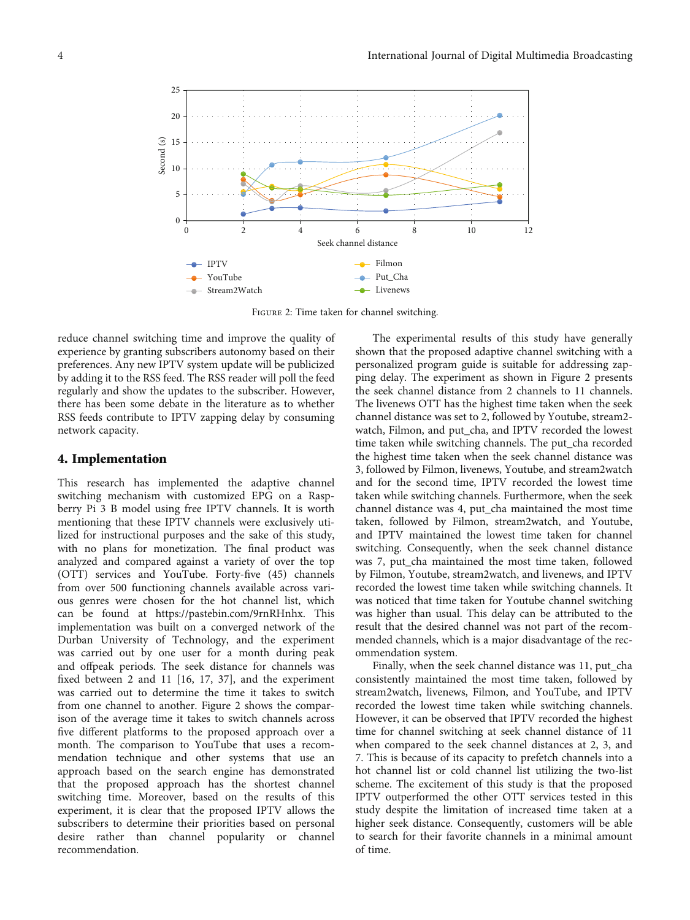FIGURE 2: Time taken for channel switching.

reduce channel switching time and improve the quality of experience by granting subscribers autonomy based on their preferences. Any new IPTV system update will be publicized by adding it to the RSS feed. The RSS reader will poll the feed regularly and show the updates to the subscriber. However, there has been some debate in the literature as to whether RSS feeds contribute to IPTV zapping delay by consuming network capacity.

## 4. Implementation

This research has implemented the adaptive channel switching mechanism with customized EPG on a Raspberry Pi 3 B model using free IPTV channels. It is worth mentioning that these IPTV channels were exclusively utilized for instructional purposes and the sake of this study, with no plans for monetization. The final product was analyzed and compared against a variety of over the top (OTT) services and YouTube. Forty-five (45) channels from over 500 functioning channels available across various genres were chosen for the hot channel list, which can be found at https://pastebin.com/9rnRHnhx. This implementation was built on a converged network of the Durban University of Technology, and the experiment was carried out by one user for a month during peak and offpeak periods. The seek distance for channels was fixed between 2 and 11 [16, 17, 37], and the experiment was carried out to determine the time it takes to switch from one channel to another. Figure 2 shows the comparison of the average time it takes to switch channels across five different platforms to the proposed approach over a month. The comparison to YouTube that uses a recommendation technique and other systems that use an approach based on the search engine has demonstrated that the proposed approach has the shortest channel switching time. Moreover, based on the results of this experiment, it is clear that the proposed IPTV allows the subscribers to determine their priorities based on personal desire rather than channel popularity or channel recommendation.

The experimental results of this study have generally shown that the proposed adaptive channel switching with a personalized program guide is suitable for addressing zapping delay. The experiment as shown in Figure 2 presents the seek channel distance from 2 channels to 11 channels. The livenews OTT has the highest time taken when the seek channel distance was set to 2, followed by Youtube, stream2watch, Filmon, and put_cha, and IPTV recorded the lowest time taken while switching channels. The put_cha recorded the highest time taken when the seek channel distance was 3, followed by Filmon, livenews, Youtube, and stream2watch and for the second time, IPTV recorded the lowest time taken while switching channels. Furthermore, when the seek channel distance was 4, put_cha maintained the most time taken, followed by Filmon, stream2watch, and Youtube, and IPTV maintained the lowest time taken for channel switching. Consequently, when the seek channel distance was 7, put_cha maintained the most time taken, followed by Filmon, Youtube, stream2watch, and livenews, and IPTV recorded the lowest time taken while switching channels. It was noticed that time taken for Youtube channel switching was higher than usual. This delay can be attributed to the result that the desired channel was not part of the recommended channels, which is a major disadvantage of the recommendation system.

Finally, when the seek channel distance was 11, put_cha consistently maintained the most time taken, followed by stream2watch, livenews, Filmon, and YouTube, and IPTV recorded the lowest time taken while switching channels. However, it can be observed that IPTV recorded the highest time for channel switching at seek channel distance of 11 when compared to the seek channel distances at 2, 3, and 7. This is because of its capacity to prefetch channels into a hot channel list or cold channel list utilizing the two-list scheme. The excitement of this study is that the proposed IPTV outperformed the other OTT services tested in this study despite the limitation of increased time taken at a higher seek distance. Consequently, customers will be able to search for their favorite channels in a minimal amount of time.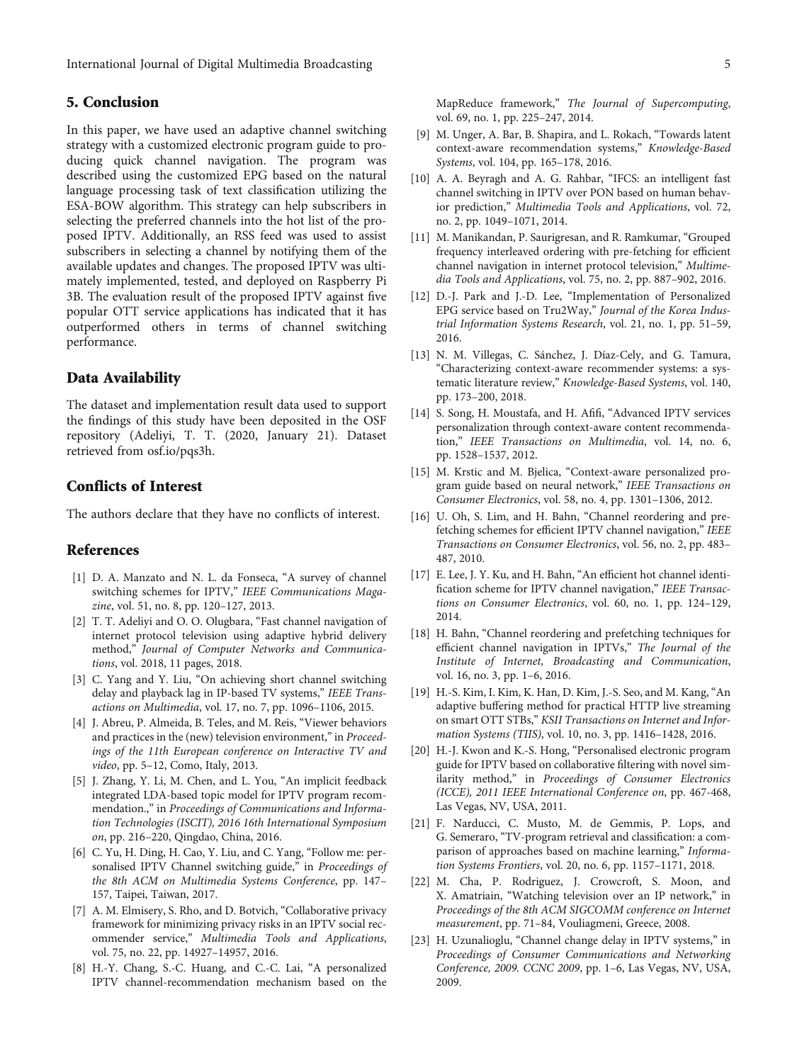## 5. Conclusion

In this paper, we have used an adaptive channel switching strategy with a customized electronic program guide to producing quick channel navigation. The program was described using the customized EPG based on the natural language processing task of text classification utilizing the ESA-BOW algorithm. This strategy can help subscribers in selecting the preferred channels into the hot list of the proposed IPTV. Additionally, an RSS feed was used to assist subscribers in selecting a channel by notifying them of the available updates and changes. The proposed IPTV was ultimately implemented, tested, and deployed on Raspberry Pi 3B. The evaluation result of the proposed IPTV against five popular OTT service applications has indicated that it has outperformed others in terms of channel switching performance.

## Data Availability

The dataset and implementation result data used to support the findings of this study have been deposited in the OSF repository (Adeliyi, T. T. (2020, January 21). Dataset retrieved from osf.io/pqs3h.

## Conflicts of Interest

The authors declare that they have no conflicts of interest.

## References

[1] D. A. Manzato and N. L. da Fonseca, "A survey of channel switching schemes for IPTV," *IEEE Communications Magazine*, vol. 51, no. 8, pp. 120–127, 2013.

[2] T. T. Adeliyi and O. O. Olugbara, "Fast channel navigation of internet protocol television using adaptive hybrid delivery method," *Journal of Computer Networks and Communications*, vol. 2018, 11 pages, 2018.

[3] C. Yang and Y. Liu, "On achieving short channel switching delay and playback lag in IP-based TV systems," *IEEE Transactions on Multimedia*, vol. 17, no. 7, pp. 1096–1106, 2015.

[4] J. Abreu, P. Almeida, B. Teles, and M. Reis, "Viewer behaviors and practices in the (new) television environment," in *Proceedings of the 11th European conference on Interactive TV and video*, pp. 5–12, Como, Italy, 2013.

[5] J. Zhang, Y. Li, M. Chen, and L. You, "An implicit feedback integrated LDA-based topic model for IPTV program recommendation.," in *Proceedings of Communications and Information Technologies (ISCIT), 2016 16th International Symposium on*, pp. 216–220, Qingdao, China, 2016.

[6] C. Yu, H. Ding, H. Cao, Y. Liu, and C. Yang, "Follow me: personalised IPTV Channel switching guide," in *Proceedings of the 8th ACM on Multimedia Systems Conference*, pp. 147–157, Taipei, Taiwan, 2017.

[7] A. M. Elmisery, S. Rho, and D. Botvich, "Collaborative privacy framework for minimizing privacy risks in an IPTV social recommender service," *Multimedia Tools and Applications*, vol. 75, no. 22, pp. 14927–14957, 2016.

[8] H.-Y. Chang, S.-C. Huang, and C.-C. Lai, "A personalized IPTV channel-recommendation mechanism based on the MapReduce framework," *The Journal of Supercomputing*, vol. 69, no. 1, pp. 225–247, 2014.

[9] M. Unger, A. Bar, B. Shapira, and L. Rokach, "Towards latent context-aware recommendation systems," *Knowledge-Based Systems*, vol. 104, pp. 165–178, 2016.

[10] A. A. Beyragh and A. G. Rahbar, "IFCS: an intelligent fast channel switching in IPTV over PON based on human behavior prediction," *Multimedia Tools and Applications*, vol. 72, no. 2, pp. 1049–1071, 2014.

[11] M. Manikandan, P. Saurigresan, and R. Ramkumar, "Grouped frequency interleaved ordering with pre-fetching for efficient channel navigation in internet protocol television," *Multimedia Tools and Applications*, vol. 75, no. 2, pp. 887–902, 2016.

[12] D.-J. Park and J.-D. Lee, "Implementation of Personalized EPG service based on Tru2Way," *Journal of the Korea Industrial Information Systems Research*, vol. 21, no. 1, pp. 51–59, 2016.

[13] N. M. Villegas, C. Sánchez, J. Díaz-Cely, and G. Tamura, "Characterizing context-aware recommender systems: a systematic literature review," *Knowledge-Based Systems*, vol. 140, pp. 173–200, 2018.

[14] S. Song, H. Moustafa, and H. Afifi, "Advanced IPTV services personalization through context-aware content recommendation," *IEEE Transactions on Multimedia*, vol. 14, no. 6, pp. 1528–1537, 2012.

[15] M. Krstic and M. Bjelica, "Context-aware personalized program guide based on neural network," *IEEE Transactions on Consumer Electronics*, vol. 58, no. 4, pp. 1301–1306, 2012.

[16] U. Oh, S. Lim, and H. Bahn, "Channel reordering and prefetching schemes for efficient IPTV channel navigation," *IEEE Transactions on Consumer Electronics*, vol. 56, no. 2, pp. 483–487, 2010.

[17] E. Lee, J. Y. Ku, and H. Bahn, "An efficient hot channel identification scheme for IPTV channel navigation," *IEEE Transactions on Consumer Electronics*, vol. 60, no. 1, pp. 124–129, 2014.

[18] H. Bahn, "Channel reordering and prefetching techniques for efficient channel navigation in IPTVs," *The Journal of the Institute of Internet, Broadcasting and Communication*, vol. 16, no. 3, pp. 1–6, 2016.

[19] H.-S. Kim, I. Kim, K. Han, D. Kim, J.-S. Seo, and M. Kang, "An adaptive buffering method for practical HTTP live streaming on smart OTT STBs," *KSII Transactions on Internet and Information Systems (TIIS)*, vol. 10, no. 3, pp. 1416–1428, 2016.

[20] H.-J. Kwon and K.-S. Hong, "Personalised electronic program guide for IPTV based on collaborative filtering with novel similarity method," in *Proceedings of Consumer Electronics (ICCE), 2011 IEEE International Conference on*, pp. 467-468, Las Vegas, NV, USA, 2011.

[21] F. Narducci, C. Musto, M. de Gemmis, P. Lops, and G. Semeraro, "TV-program retrieval and classification: a comparison of approaches based on machine learning," *Information Systems Frontiers*, vol. 20, no. 6, pp. 1157–1171, 2018.

[22] M. Cha, P. Rodriguez, J. Crowcroft, S. Moon, and X. Amatriain, "Watching television over an IP network," in *Proceedings of the 8th ACM SIGCOMM conference on Internet measurement*, pp. 71–84, Vouliagmeni, Greece, 2008.

[23] H. Uzunalioglu, "Channel change delay in IPTV systems," in *Proceedings of Consumer Communications and Networking Conference, 2009. CCNC 2009*, pp. 1–6, Las Vegas, NV, USA, 2009.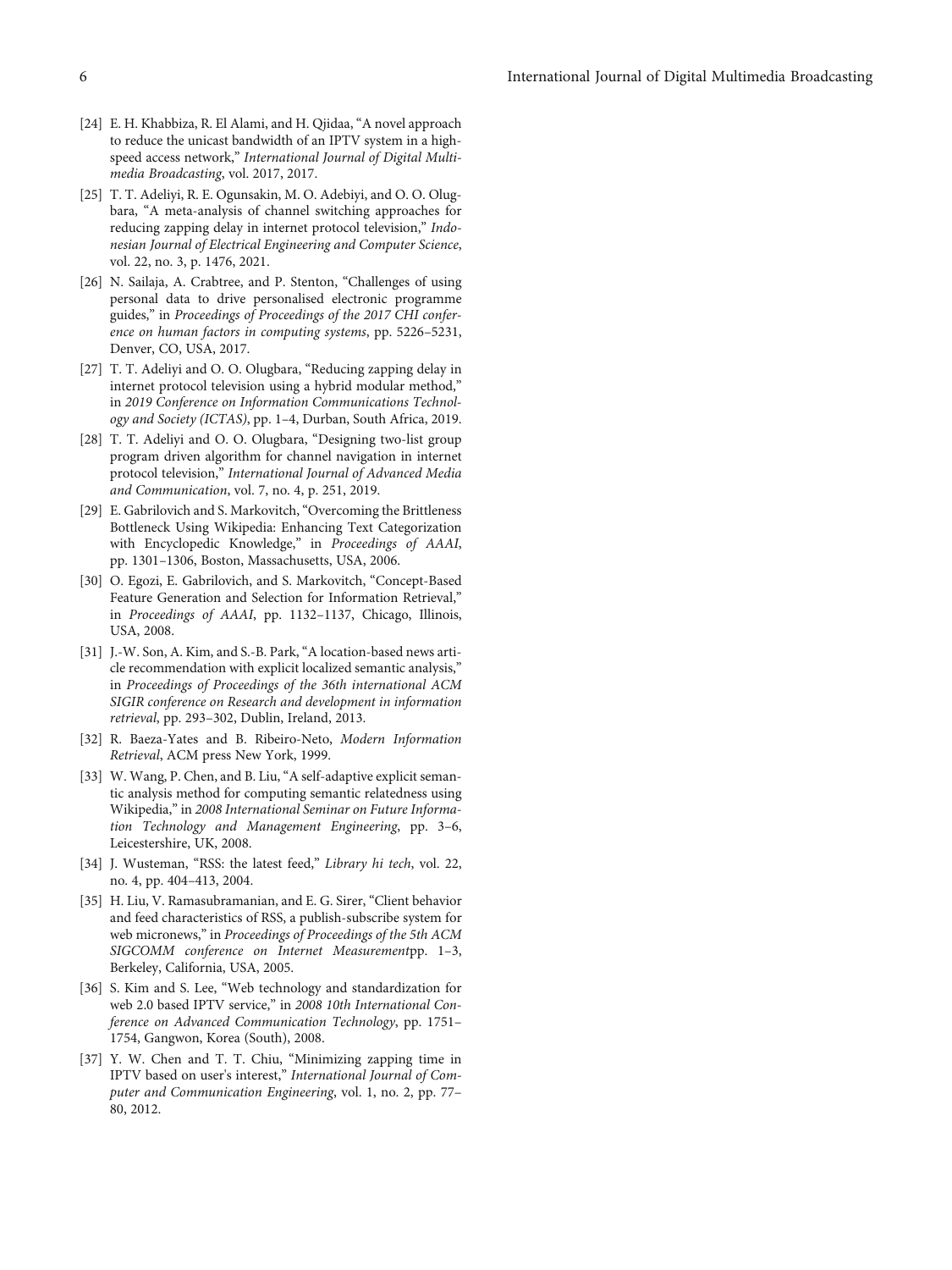[24] E. H. Khabbiza, R. El Alami, and H. Qjidaa, "A novel approach to reduce the unicast bandwidth of an IPTV system in a high-speed access network," *International Journal of Digital Multimedia Broadcasting*, vol. 2017, 2017.

[25] T. T. Adeliyi, R. E. Ogunsakin, M. O. Adebiyi, and O. O. Olugbara, "A meta-analysis of channel switching approaches for reducing zapping delay in internet protocol television," *Indonesian Journal of Electrical Engineering and Computer Science*, vol. 22, no. 3, p. 1476, 2021.

[26] N. Sailaja, A. Crabtree, and P. Stenton, "Challenges of using personal data to drive personalised electronic programme guides," in *Proceedings of Proceedings of the 2017 CHI conference on human factors in computing systems*, pp. 5226–5231, Denver, CO, USA, 2017.

[27] T. T. Adeliyi and O. O. Olugbara, "Reducing zapping delay in internet protocol television using a hybrid modular method," in *2019 Conference on Information Communications Technology and Society (ICTAS)*, pp. 1–4, Durban, South Africa, 2019.

[28] T. T. Adeliyi and O. O. Olugbara, "Designing two-list group program driven algorithm for channel navigation in internet protocol television," *International Journal of Advanced Media and Communication*, vol. 7, no. 4, p. 251, 2019.

[29] E. Gabrilovich and S. Markovitch, "Overcoming the Brittleness Bottleneck Using Wikipedia: Enhancing Text Categorization with Encyclopedic Knowledge," in *Proceedings of AAAI*, pp. 1301–1306, Boston, Massachusetts, USA, 2006.

[30] O. Egozi, E. Gabrilovich, and S. Markovitch, "Concept-Based Feature Generation and Selection for Information Retrieval," in *Proceedings of AAAI*, pp. 1132–1137, Chicago, Illinois, USA, 2008.

[31] J.-W. Son, A. Kim, and S.-B. Park, "A location-based news article recommendation with explicit localized semantic analysis," in *Proceedings of Proceedings of the 36th international ACM SIGIR conference on Research and development in information retrieval*, pp. 293–302, Dublin, Ireland, 2013.

[32] R. Baeza-Yates and B. Ribeiro-Neto, *Modern Information Retrieval*, ACM press New York, 1999.

[33] W. Wang, P. Chen, and B. Liu, "A self-adaptive explicit semantic analysis method for computing semantic relatedness using Wikipedia," in *2008 International Seminar on Future Information Technology and Management Engineering*, pp. 3–6, Leicestershire, UK, 2008.

[34] J. Wusteman, "RSS: the latest feed," *Library hi tech*, vol. 22, no. 4, pp. 404–413, 2004.

[35] H. Liu, V. Ramasubramanian, and E. G. Sirer, "Client behavior and feed characteristics of RSS, a publish-subscribe system for web micronews," in *Proceedings of Proceedings of the 5th ACM SIGCOMM conference on Internet Measurement*pp. 1–3, Berkeley, California, USA, 2005.

[36] S. Kim and S. Lee, "Web technology and standardization for web 2.0 based IPTV service," in *2008 10th International Conference on Advanced Communication Technology*, pp. 1751–1754, Gangwon, Korea (South), 2008.

[37] Y. W. Chen and T. T. Chiu, "Minimizing zapping time in IPTV based on user's interest," *International Journal of Computer and Communication Engineering*, vol. 1, no. 2, pp. 77–80, 2012.